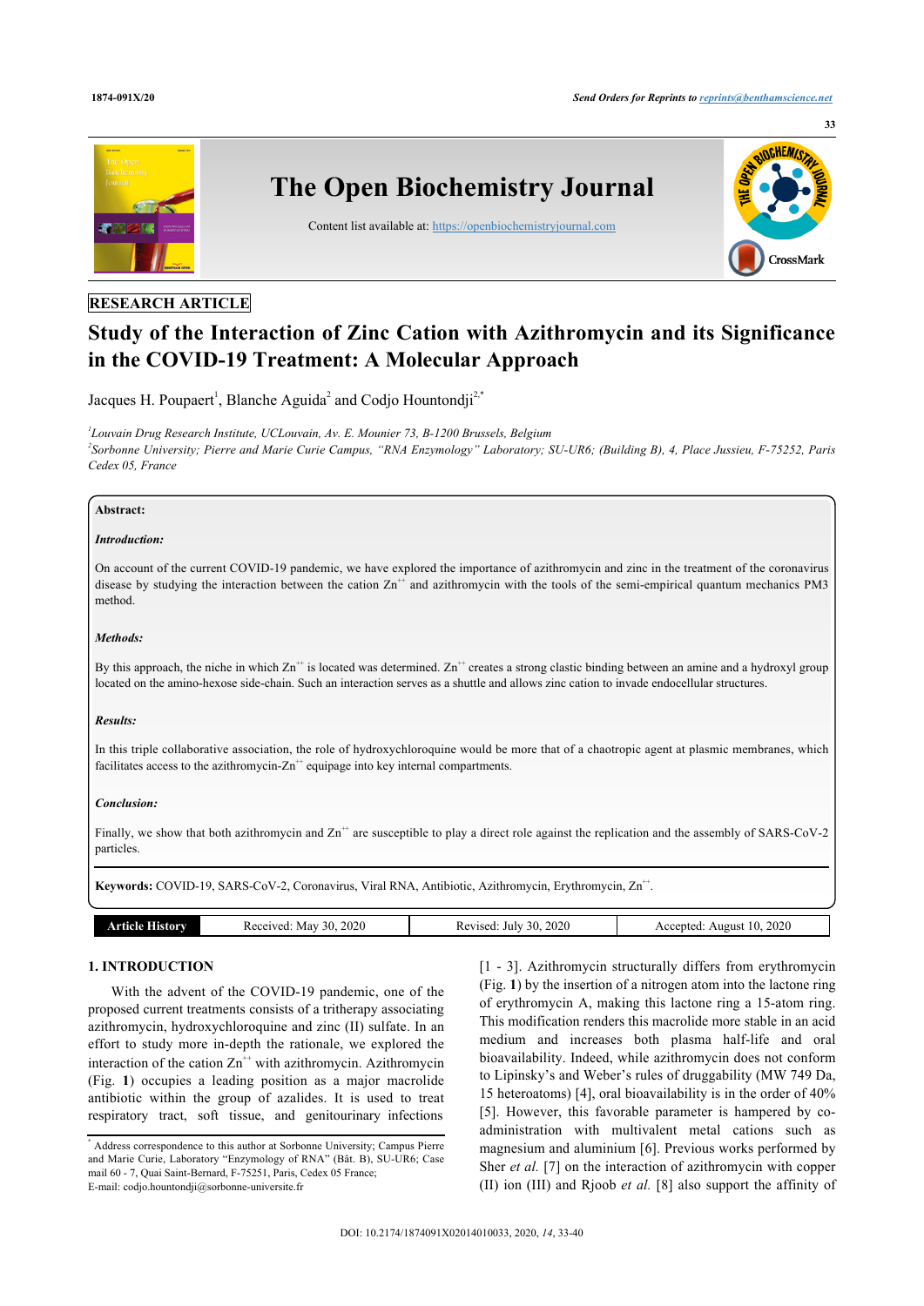RESEARCH ARTICLE

# Study of the Interaction of Zinc Cation with Azithromycin and its Significance in the COVID-19 Treatment: A Molecular Approach

Jacques H. Poupaert[1], Blanche Aguida[2] and Codjo Hountondji[2,*]

[1]Louvain Drug Research Institute, UCLouvain, Av. E. Mounier 73, B-1200 Brussels, Belgium

[2]Sorbonne University; Pierre and Marie Curie Campus, "RNA Enzymology" Laboratory; SU-UR6; (Building B), 4, Place Jussieu, F-75252, Paris Cedex 05, France

**Abstract:**

***Introduction:***

On account of the current COVID-19 pandemic, we have explored the importance of azithromycin and zinc in the treatment of the coronavirus disease by studying the interaction between the cation $Zn^{++}$ and azithromycin with the tools of the semi-empirical quantum mechanics PM3 method.

***Methods:***

By this approach, the niche in which $Zn^{++}$ is located was determined. $Zn^{++}$ creates a strong clastic binding between an amine and a hydroxyl group located on the amino-hexose side-chain. Such an interaction serves as a shuttle and allows zinc cation to invade endocellular structures.

***Results:***

In this triple collaborative association, the role of hydroxychloroquine would be more that of a chaotropic agent at plasmic membranes, which facilitates access to the azithromycin-$Zn^{++}$ equipage into key internal compartments.

***Conclusion:***

Finally, we show that both azithromycin and $Zn^{++}$ are susceptible to play a direct role against the replication and the assembly of SARS-CoV-2 particles.

**Keywords:** COVID-19, SARS-CoV-2, Coronavirus, Viral RNA, Antibiotic, Azithromycin, Erythromycin, $Zn^{++}$.

| Article History | Received: May 30, 2020 | Revised: July 30, 2020 | Accepted: August 10, 2020 |
|---|---|---|---|

## 1. INTRODUCTION

With the advent of the COVID-19 pandemic, one of the proposed current treatments consists of a tritherapy associating azithromycin, hydroxychloroquine and zinc (II) sulfate. In an effort to study more in-depth the rationale, we explored the interaction of the cation $Zn^{++}$ with azithromycin. Azithromycin (Fig. **1**) occupies a leading position as a major macrolide antibiotic within the group of azalides. It is used to treat respiratory tract, soft tissue, and genitourinary infections [1 - 3]. Azithromycin structurally differs from erythromycin (Fig. **1**) by the insertion of a nitrogen atom into the lactone ring of erythromycin A, making this lactone ring a 15-atom ring. This modification renders this macrolide more stable in an acid medium and increases both plasma half-life and oral bioavailability. Indeed, while azithromycin does not conform to Lipinsky's and Weber's rules of druggability (MW 749 Da, 15 heteroatoms) [4], oral bioavailability is in the order of 40% [5]. However, this favorable parameter is hampered by co-administration with multivalent metal cations such as magnesium and aluminium [6]. Previous works performed by Sher *et al.* [7] on the interaction of azithromycin with copper (II) ion (III) and Rjoob *et al.* [8] also support the affinity of

[*] Address correspondence to this author at Sorbonne University; Campus Pierre and Marie Curie, Laboratory "Enzymology of RNA" (Bât. B), SU-UR6; Case mail 60 - 7, Quai Saint-Bernard, F-75251, Paris, Cedex 05 France; E-mail: codjo.hountondji@sorbonne-universite.fr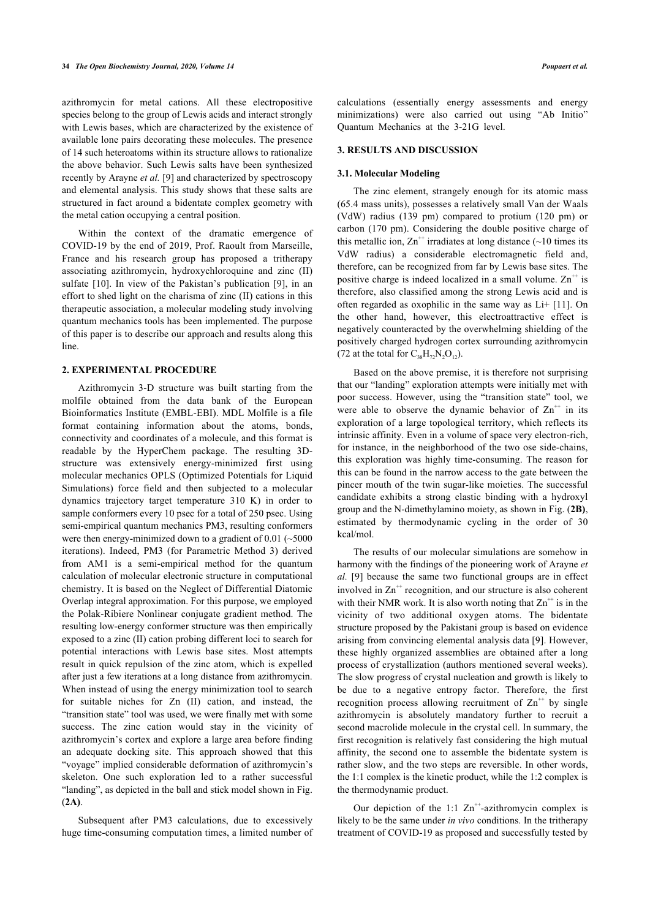azithromycin for metal cations. All these electropositive species belong to the group of Lewis acids and interact strongly with Lewis bases, which are characterized by the existence of available lone pairs decorating these molecules. The presence of 14 such heteroatoms within its structure allows to rationalize the above behavior. Such Lewis salts have been synthesized recently by Arayne *et al.* [9] and characterized by spectroscopy and elemental analysis. This study shows that these salts are structured in fact around a bidentate complex geometry with the metal cation occupying a central position.

Within the context of the dramatic emergence of COVID-19 by the end of 2019, Prof. Raoult from Marseille, France and his research group has proposed a tritherapy associating azithromycin, hydroxychloroquine and zinc (II) sulfate [10]. In view of the Pakistan's publication [9], in an effort to shed light on the charisma of zinc (II) cations in this therapeutic association, a molecular modeling study involving quantum mechanics tools has been implemented. The purpose of this paper is to describe our approach and results along this line.

## 2. EXPERIMENTAL PROCEDURE

Azithromycin 3-D structure was built starting from the molfile obtained from the data bank of the European Bioinformatics Institute (EMBL-EBI). MDL Molfile is a file format containing information about the atoms, bonds, connectivity and coordinates of a molecule, and this format is readable by the HyperChem package. The resulting 3D-structure was extensively energy-minimized first using molecular mechanics OPLS (Optimized Potentials for Liquid Simulations) force field and then subjected to a molecular dynamics trajectory target temperature 310 K) in order to sample conformers every 10 psec for a total of 250 psec. Using semi-empirical quantum mechanics PM3, resulting conformers were then energy-minimized down to a gradient of 0.01 (~5000 iterations). Indeed, PM3 (for Parametric Method 3) derived from AM1 is a semi-empirical method for the quantum calculation of molecular electronic structure in computational chemistry. It is based on the Neglect of Differential Diatomic Overlap integral approximation. For this purpose, we employed the Polak-Ribiere Nonlinear conjugate gradient method. The resulting low-energy conformer structure was then empirically exposed to a zinc (II) cation probing different loci to search for potential interactions with Lewis base sites. Most attempts result in quick repulsion of the zinc atom, which is expelled after just a few iterations at a long distance from azithromycin. When instead of using the energy minimization tool to search for suitable niches for Zn (II) cation, and instead, the "transition state" tool was used, we were finally met with some success. The zinc cation would stay in the vicinity of azithromycin's cortex and explore a large area before finding an adequate docking site. This approach showed that this "voyage" implied considerable deformation of azithromycin's skeleton. One such exploration led to a rather successful "landing", as depicted in the ball and stick model shown in Fig. (**2A**).

Subsequent after PM3 calculations, due to excessively huge time-consuming computation times, a limited number of calculations (essentially energy assessments and energy minimizations) were also carried out using "Ab Initio" Quantum Mechanics at the 3-21G level.

## 3. RESULTS AND DISCUSSION

### 3.1. Molecular Modeling

The zinc element, strangely enough for its atomic mass (65.4 mass units), possesses a relatively small Van der Waals (VdW) radius (139 pm) compared to protium (120 pm) or carbon (170 pm). Considering the double positive charge of this metallic ion, $Zn^{++}$ irradiates at long distance (~10 times its VdW radius) a considerable electromagnetic field and, therefore, can be recognized from far by Lewis base sites. The positive charge is indeed localized in a small volume. $Zn^{++}$ is therefore, also classified among the strong Lewis acid and is often regarded as oxophilic in the same way as Li+ [11]. On the other hand, however, this electroattractive effect is negatively counteracted by the overwhelming shielding of the positively charged hydrogen cortex surrounding azithromycin (72 at the total for $C_{38}H_{72}N_2O_{12}$).

Based on the above premise, it is therefore not surprising that our "landing" exploration attempts were initially met with poor success. However, using the "transition state" tool, we were able to observe the dynamic behavior of $Zn^{++}$ in its exploration of a large topological territory, which reflects its intrinsic affinity. Even in a volume of space very electron-rich, for instance, in the neighborhood of the two ose side-chains, this exploration was highly time-consuming. The reason for this can be found in the narrow access to the gate between the pincer mouth of the twin sugar-like moieties. The successful candidate exhibits a strong clastic binding with a hydroxyl group and the N-dimethylamino moiety, as shown in Fig. (**2B**), estimated by thermodynamic cycling in the order of 30 kcal/mol.

The results of our molecular simulations are somehow in harmony with the findings of the pioneering work of Arayne *et al.* [9] because the same two functional groups are in effect involved in $Zn^{++}$ recognition, and our structure is also coherent with their NMR work. It is also worth noting that $Zn^{++}$ is in the vicinity of two additional oxygen atoms. The bidentate structure proposed by the Pakistani group is based on evidence arising from convincing elemental analysis data [9]. However, these highly organized assemblies are obtained after a long process of crystallization (authors mentioned several weeks). The slow progress of crystal nucleation and growth is likely to be due to a negative entropy factor. Therefore, the first recognition process allowing recruitment of $Zn^{++}$ by single azithromycin is absolutely mandatory further to recruit a second macrolide molecule in the crystal cell. In summary, the first recognition is relatively fast considering the high mutual affinity, the second one to assemble the bidentate system is rather slow, and the two steps are reversible. In other words, the 1:1 complex is the kinetic product, while the 1:2 complex is the thermodynamic product.

Our depiction of the 1:1 $Zn^{++}$-azithromycin complex is likely to be the same under *in vivo* conditions. In the tritherapy treatment of COVID-19 as proposed and successfully tested by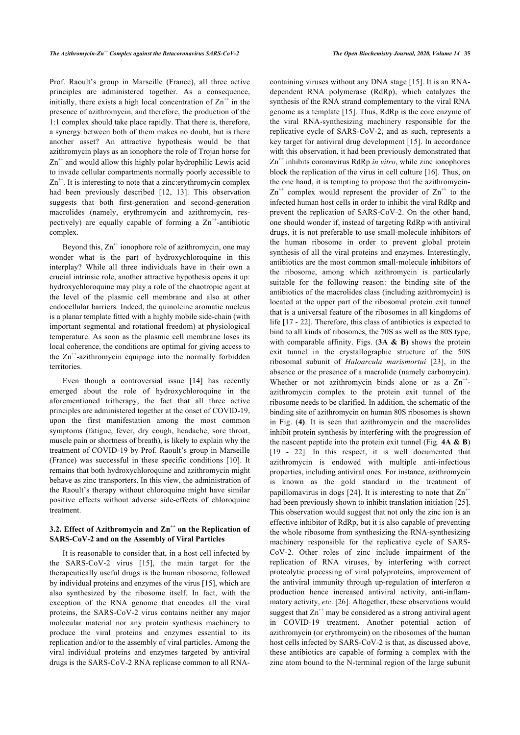Prof. Raoult's group in Marseille (France), all three active principles are administered together. As a consequence, initially, there exists a high local concentration of $Zn^{++}$ in the presence of azithromycin, and therefore, the production of the 1:1 complex should take place rapidly. That there is, therefore, a synergy between both of them makes no doubt, but is there another asset? An attractive hypothesis would be that azithromycin plays as an ionophore the role of Trojan horse for $Zn^{++}$ and would allow this highly polar hydrophilic Lewis acid to invade cellular compartments normally poorly accessible to $Zn^{++}$. It is interesting to note that a zinc:erythromycin complex had been previously described [12, 13]. This observation suggests that both first-generation and second-generation macrolides (namely, erythromycin and azithromycin, respectively) are equally capable of forming a $Zn^{++}$-antibiotic complex.

Beyond this, $Zn^{++}$ ionophore role of azithromycin, one may wonder what is the part of hydroxychloroquine in this interplay? While all three individuals have in their own a crucial intrinsic role, another attractive hypothesis opens it up: hydroxychloroquine may play a role of the chaotropic agent at the level of the plasmic cell membrane and also at other endocellular barriers. Indeed, the quinoleine aromatic nucleus is a planar template fitted with a highly mobile side-chain (with important segmental and rotational freedom) at physiological temperature. As soon as the plasmic cell membrane loses its local coherence, the conditions are optimal for giving access to the $Zn^{++}$-azithromycin equipage into the normally forbidden territories.

Even though a controversial issue [14] has recently emerged about the role of hydroxychloroquine in the aforementioned tritherapy, the fact that all three active principles are administered together at the onset of COVID-19, upon the first manifestation among the most common symptoms (fatigue, fever, dry cough, headache, sore throat, muscle pain or shortness of breath), is likely to explain why the treatment of COVID-19 by Prof. Raoult's group in Marseille (France) was successful in these specific conditions [10]. It remains that both hydroxychloroquine and azithromycin might behave as zinc transporters. In this view, the administration of the Raoult's therapy without chloroquine might have similar positive effects without adverse side-effects of chloroquine treatment.

### 3.2. Effect of Azithromycin and $Zn^{++}$ on the Replication of SARS-CoV-2 and on the Assembly of Viral Particles

It is reasonable to consider that, in a host cell infected by the SARS-CoV-2 virus [15], the main target for the therapeutically useful drugs is the human ribosome, followed by individual proteins and enzymes of the virus [15], which are also synthesized by the ribosome itself. In fact, with the exception of the RNA genome that encodes all the viral proteins, the SARS-CoV-2 virus contains neither any major molecular material nor any protein synthesis machinery to produce the viral proteins and enzymes essential to its replication and/or to the assembly of viral particles. Among the viral individual proteins and enzymes targeted by antiviral drugs is the SARS-CoV-2 RNA replicase common to all RNA-containing viruses without any DNA stage [15]. It is an RNA-dependent RNA polymerase (RdRp), which catalyzes the synthesis of the RNA strand complementary to the viral RNA genome as a template [15]. Thus, RdRp is the core enzyme of the viral RNA-synthesizing machinery responsible for the replicative cycle of SARS-CoV-2, and as such, represents a key target for antiviral drug development [15]. In accordance with this observation, it had been previously demonstrated that $Zn^{++}$ inhibits coronavirus RdRp *in vitro*, while zinc ionophores block the replication of the virus in cell culture [16]. Thus, on the one hand, it is tempting to propose that the azithromycin-$Zn^{++}$ complex would represent the provider of $Zn^{++}$ to the infected human host cells in order to inhibit the viral RdRp and prevent the replication of SARS-CoV-2. On the other hand, one should wonder if, instead of targeting RdRp with antiviral drugs, it is not preferable to use small-molecule inhibitors of the human ribosome in order to prevent global protein synthesis of all the viral proteins and enzymes. Interestingly, antibiotics are the most common small-molecule inhibitors of the ribosome, among which azithromycin is particularly suitable for the following reason: the binding site of the antibiotics of the macrolides class (including azithromycin) is located at the upper part of the ribosomal protein exit tunnel that is a universal feature of the ribosomes in all kingdoms of life [17 - 22]. Therefore, this class of antibiotics is expected to bind to all kinds of ribosomes, the 70S as well as the 80S type, with comparable affinity. Figs. (**3A & B)** shows the protein exit tunnel in the crystallographic structure of the 50S ribosomal subunit of *Haloarcula marismortui* [23], in the absence or the presence of a macrolide (namely carbomycin). Whether or not azithromycin binds alone or as a $Zn^{++}$-azithromycin complex to the protein exit tunnel of the ribosome needs to be clarified. In addition, the schematic of the binding site of azithromycin on human 80S ribosomes is shown in Fig. (**4**). It is seen that azithromycin and the macrolides inhibit protein synthesis by interfering with the progression of the nascent peptide into the protein exit tunnel (Fig. **4A & B**) [19 - 22]. In this respect, it is well documented that azithromycin is endowed with multiple anti-infectious properties, including antiviral ones. For instance, azithromycin is known as the gold standard in the treatment of papillomavirus in dogs [24]. It is interesting to note that $Zn^{++}$ had been previously shown to inhibit translation initiation [25]. This observation would suggest that not only the zinc ion is an effective inhibitor of RdRp, but it is also capable of preventing the whole ribosome from synthesizing the RNA-synthesizing machinery responsible for the replicative cycle of SARS-CoV-2. Other roles of zinc include impairment of the replication of RNA viruses, by interfering with correct proteolytic processing of viral polyproteins, improvement of the antiviral immunity through up-regulation of interferon α production hence increased antiviral activity, anti-inflammatory activity, *etc*. [26]. Altogether, these observations would suggest that $Zn^{++}$ may be considered as a strong antiviral agent in COVID-19 treatment. Another potential action of azithromycin (or erythromycin) on the ribosomes of the human host cells infected by SARS-CoV-2 is that, as discussed above, these antibiotics are capable of forming a complex with the zinc atom bound to the N-terminal region of the large subunit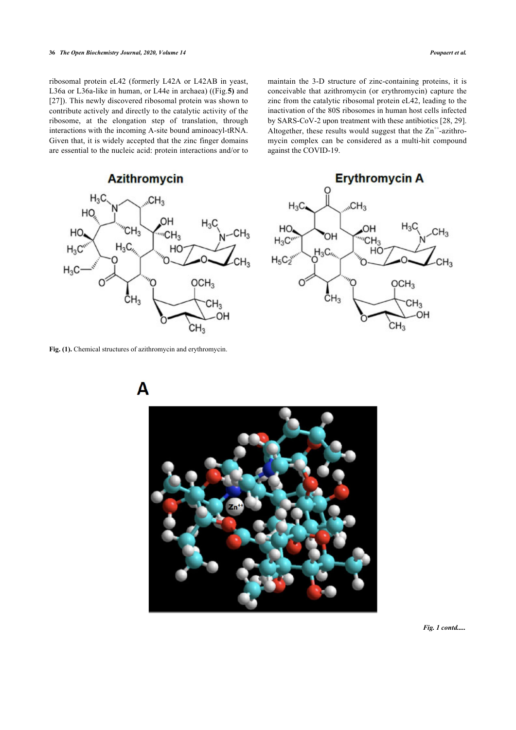ribosomal protein eL42 (formerly L42A or L42AB in yeast, L36a or L36a-like in human, or L44e in archaea) ((Fig.**5)** and [27]). This newly discovered ribosomal protein was shown to contribute actively and directly to the catalytic activity of the ribosome, at the elongation step of translation, through interactions with the incoming A-site bound aminoacyl-tRNA. Given that, it is widely accepted that the zinc finger domains are essential to the nucleic acid: protein interactions and/or to maintain the 3-D structure of zinc-containing proteins, it is conceivable that azithromycin (or erythromycin) capture the zinc from the catalytic ribosomal protein eL42, leading to the inactivation of the 80S ribosomes in human host cells infected by SARS-CoV-2 upon treatment with these antibiotics [28, 29]. Altogether, these results would suggest that the $Zn^{++}$-azithromycin complex can be considered as a multi-hit compound against the COVID-19.

**Fig. (1).** Chemical structures of azithromycin and erythromycin.

A

*Fig. 1 contd.....*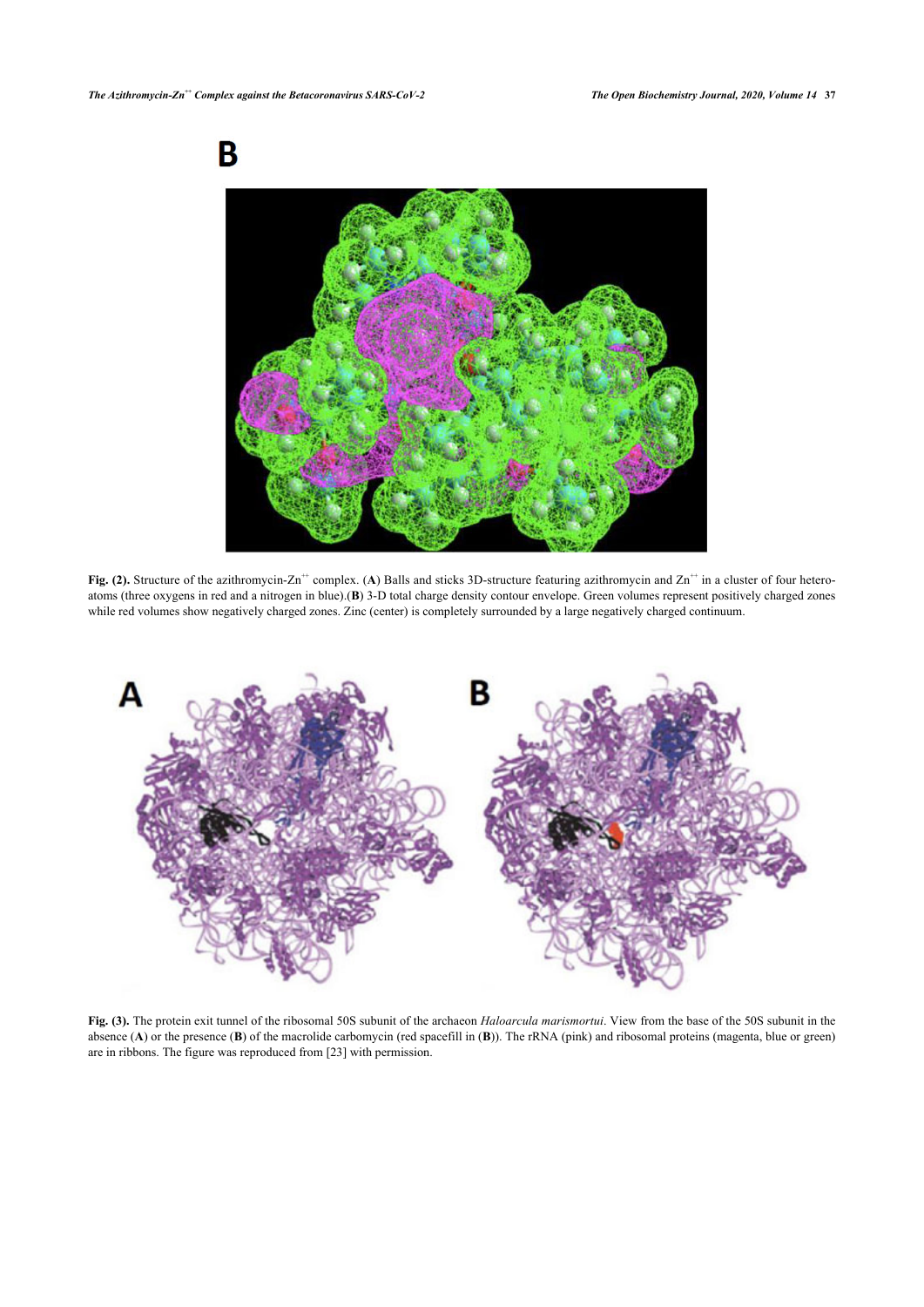**Fig. (2).** Structure of the azithromycin-$Zn^{++}$ complex. (**A**) Balls and sticks 3D-structure featuring azithromycin and $Zn^{++}$ in a cluster of four hetero-atoms (three oxygens in red and a nitrogen in blue).(**B**) 3-D total charge density contour envelope. Green volumes represent positively charged zones while red volumes show negatively charged zones. Zinc (center) is completely surrounded by a large negatively charged continuum.

**Fig. (3).** The protein exit tunnel of the ribosomal 50S subunit of the archaeon *Haloarcula marismortui*. View from the base of the 50S subunit in the absence (**A**) or the presence (**B**) of the macrolide carbomycin (red spacefill in (**B**)). The rRNA (pink) and ribosomal proteins (magenta, blue or green) are in ribbons. The figure was reproduced from [23] with permission.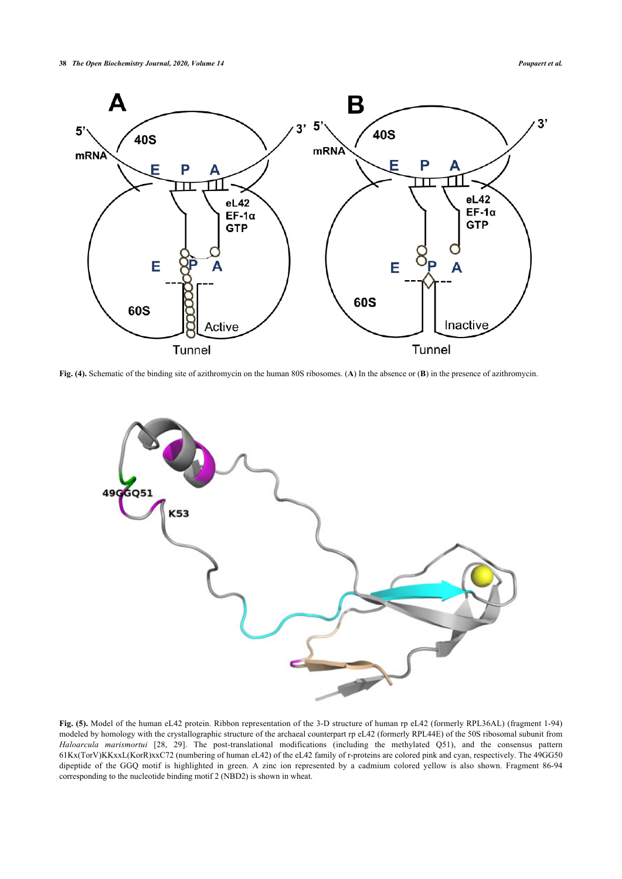**Fig. (4).** Schematic of the binding site of azithromycin on the human 80S ribosomes. (**A**) In the absence or (**B**) in the presence of azithromycin.

**Fig. (5).** Model of the human eL42 protein. Ribbon representation of the 3-D structure of human rp eL42 (formerly RPL36AL) (fragment 1-94) modeled by homology with the crystallographic structure of the archaeal counterpart rp eL42 (formerly RPL44E) of the 50S ribosomal subunit from *Haloarcula marismortui* [28, 29]. The post-translational modifications (including the methylated Q51), and the consensus pattern 61Kx(TorV)KKxxL(KorR)xxC72 (numbering of human eL42) of the eL42 family of r-proteins are colored pink and cyan, respectively. The 49GG50 dipeptide of the GGQ motif is highlighted in green. A zinc ion represented by a cadmium colored yellow is also shown. Fragment 86-94 corresponding to the nucleotide binding motif 2 (NBD2) is shown in wheat.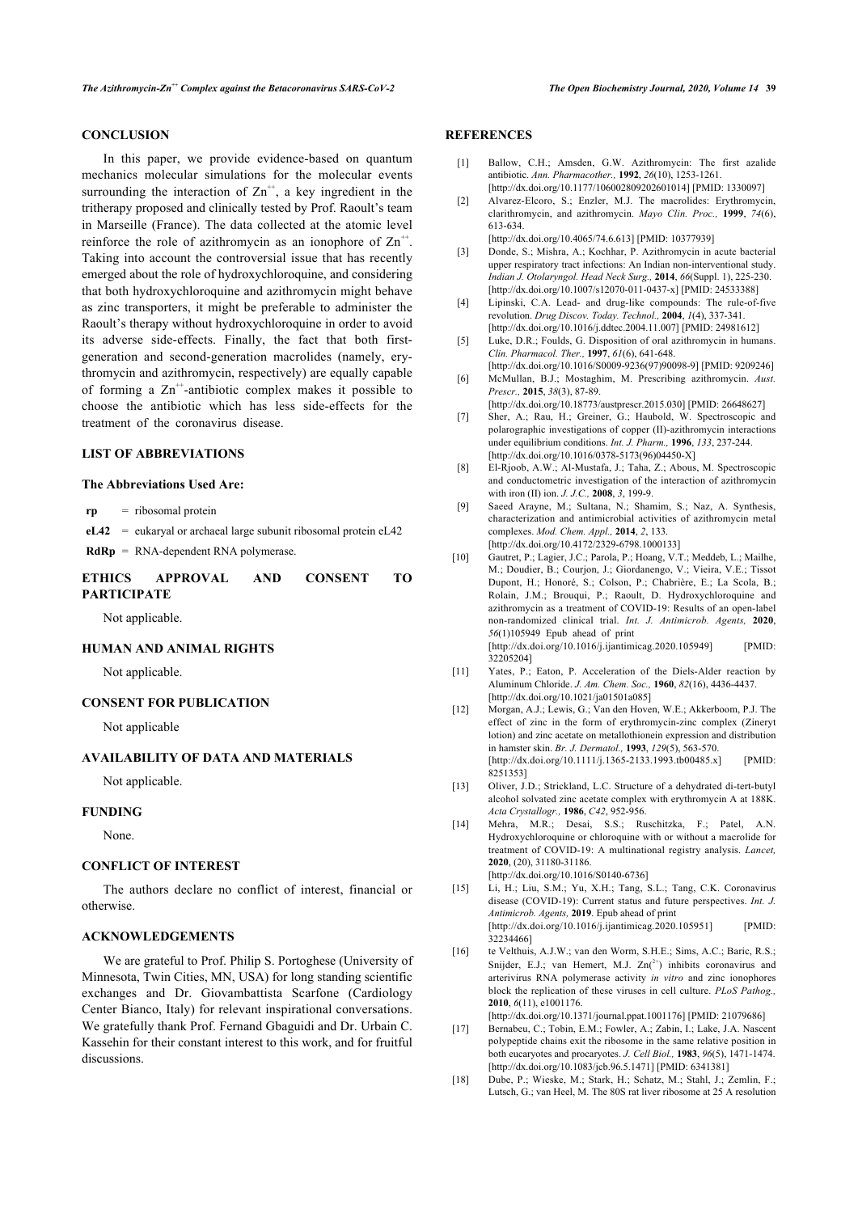## CONCLUSION

In this paper, we provide evidence-based on quantum mechanics molecular simulations for the molecular events surrounding the interaction of $Zn^{++}$, a key ingredient in the tritherapy proposed and clinically tested by Prof. Raoult's team in Marseille (France). The data collected at the atomic level reinforce the role of azithromycin as an ionophore of $Zn^{++}$. Taking into account the controversial issue that has recently emerged about the role of hydroxychloroquine, and considering that both hydroxychloroquine and azithromycin might behave as zinc transporters, it might be preferable to administer the Raoult's therapy without hydroxychloroquine in order to avoid its adverse side-effects. Finally, the fact that both first-generation and second-generation macrolides (namely, erythromycin and azithromycin, respectively) are equally capable of forming a $Zn^{++}$-antibiotic complex makes it possible to choose the antibiotic which has less side-effects for the treatment of the coronavirus disease.

## LIST OF ABBREVIATIONS

### The Abbreviations Used Are:

**rp** = ribosomal protein

**eL42** = eukaryal or archaeal large subunit ribosomal protein eL42

**RdRp** = RNA-dependent RNA polymerase.

## ETHICS APPROVAL AND CONSENT TO PARTICIPATE

Not applicable.

## HUMAN AND ANIMAL RIGHTS

Not applicable.

## CONSENT FOR PUBLICATION

Not applicable

## AVAILABILITY OF DATA AND MATERIALS

Not applicable.

## FUNDING

None.

## CONFLICT OF INTEREST

The authors declare no conflict of interest, financial or otherwise.

## ACKNOWLEDGEMENTS

We are grateful to Prof. Philip S. Portoghese (University of Minnesota, Twin Cities, MN, USA) for long standing scientific exchanges and Dr. Giovambattista Scarfone (Cardiology Center Bianco, Italy) for relevant inspirational conversations. We gratefully thank Prof. Fernand Gbaguidi and Dr. Urbain C. Kassehin for their constant interest to this work, and for fruitful discussions.

## REFERENCES

[1] Ballow, C.H.; Amsden, G.W. Azithromycin: The first azalide antibiotic. *Ann. Pharmacother.,* **1992**, *26*(10), 1253-1261. [http://dx.doi.org/10.1177/106002809202601014] [PMID: 1330097]

[2] Alvarez-Elcoro, S.; Enzler, M.J. The macrolides: Erythromycin, clarithromycin, and azithromycin. *Mayo Clin. Proc.,* **1999**, *74*(6), 613-634. [http://dx.doi.org/10.4065/74.6.613] [PMID: 10377939]

[3] Donde, S.; Mishra, A.; Kochhar, P. Azithromycin in acute bacterial upper respiratory tract infections: An Indian non-interventional study. *Indian J. Otolaryngol. Head Neck Surg.,* **2014**, *66*(Suppl. 1), 225-230. [http://dx.doi.org/10.1007/s12070-011-0437-x] [PMID: 24533388]

[4] Lipinski, C.A. Lead- and drug-like compounds: The rule-of-five revolution. *Drug Discov. Today. Technol.,* **2004**, *1*(4), 337-341. [http://dx.doi.org/10.1016/j.ddtec.2004.11.007] [PMID: 24981612]

[5] Luke, D.R.; Foulds, G. Disposition of oral azithromycin in humans. *Clin. Pharmacol. Ther.,* **1997**, *61*(6), 641-648. [http://dx.doi.org/10.1016/S0009-9236(97)90098-9] [PMID: 9209246]

[6] McMullan, B.J.; Mostaghim, M. Prescribing azithromycin. *Aust. Prescr.,* **2015**, *38*(3), 87-89. [http://dx.doi.org/10.18773/austprescr.2015.030] [PMID: 26648627]

[7] Sher, A.; Rau, H.; Greiner, G.; Haubold, W. Spectroscopic and polarographic investigations of copper (II)-azithromycin interactions under equilibrium conditions. *Int. J. Pharm.,* **1996**, *133*, 237-244. [http://dx.doi.org/10.1016/0378-5173(96)04450-X]

[8] El-Rjoob, A.W.; Al-Mustafa, J.; Taha, Z.; Abous, M. Spectroscopic and conductometric investigation of the interaction of azithromycin with iron (II) ion. *J. J.C.,* **2008**, *3*, 199-9.

[9] Saeed Arayne, M.; Sultana, N.; Shamim, S.; Naz, A. Synthesis, characterization and antimicrobial activities of azithromycin metal complexes. *Mod. Chem. Appl.,* **2014**, *2*, 133. [http://dx.doi.org/10.4172/2329-6798.1000133]

[10] Gautret, P.; Lagier, J.C.; Parola, P.; Hoang, V.T.; Meddeb, L.; Mailhe, M.; Doudier, B.; Courjon, J.; Giordanengo, V.; Vieira, V.E.; Tissot Dupont, H.; Honoré, S.; Colson, P.; Chabrière, E.; La Scola, B.; Rolain, J.M.; Brouqui, P.; Raoult, D. Hydroxychloroquine and azithromycin as a treatment of COVID-19: Results of an open-label non-randomized clinical trial. *Int. J. Antimicrob. Agents,* **2020**, *56*(1)105949 Epub ahead of print [http://dx.doi.org/10.1016/j.ijantimicag.2020.105949] [PMID: 32205204]

[11] Yates, P.; Eaton, P. Acceleration of the Diels-Alder reaction by Aluminum Chloride. *J. Am. Chem. Soc.,* **1960**, *82*(16), 4436-4437. [http://dx.doi.org/10.1021/ja01501a085]

[12] Morgan, A.J.; Lewis, G.; Van den Hoven, W.E.; Akkerboom, P.J. The effect of zinc in the form of erythromycin-zinc complex (Zineryt lotion) and zinc acetate on metallothionein expression and distribution in hamster skin. *Br. J. Dermatol.,* **1993**, *129*(5), 563-570. [http://dx.doi.org/10.1111/j.1365-2133.1993.tb00485.x] [PMID: 8251353]

[13] Oliver, J.D.; Strickland, L.C. Structure of a dehydrated di-tert-butyl alcohol solvated zinc acetate complex with erythromycin A at 188K. *Acta Crystallogr.,* **1986**, *C42*, 952-956.

[14] Mehra, M.R.; Desai, S.S.; Ruschitzka, F.; Patel, A.N. Hydroxychloroquine or chloroquine with or without a macrolide for treatment of COVID-19: A multinational registry analysis. *Lancet,* **2020**, (20), 31180-31186. [http://dx.doi.org/10.1016/S0140-6736]

[15] Li, H.; Liu, S.M.; Yu, X.H.; Tang, S.L.; Tang, C.K. Coronavirus disease (COVID-19): Current status and future perspectives. *Int. J. Antimicrob. Agents,* **2019**. Epub ahead of print [http://dx.doi.org/10.1016/j.ijantimicag.2020.105951] [PMID: 32234466]

[16] te Velthuis, A.J.W.; van den Worm, S.H.E.; Sims, A.C.; Baric, R.S.; Snijder, E.J.; van Hemert, M.J. $Zn^{(2+)}$ inhibits coronavirus and arterivirus RNA polymerase activity *in vitro* and zinc ionophores block the replication of these viruses in cell culture. *PLoS Pathog.,* **2010**, *6*(11), e1001176. [http://dx.doi.org/10.1371/journal.ppat.1001176] [PMID: 21079686]

[17] Bernabeu, C.; Tobin, E.M.; Fowler, A.; Zabin, I.; Lake, J.A. Nascent polypeptide chains exit the ribosome in the same relative position in both eucaryotes and procaryotes. *J. Cell Biol.,* **1983**, *96*(5), 1471-1474. [http://dx.doi.org/10.1083/jcb.96.5.1471] [PMID: 6341381]

[18] Dube, P.; Wieske, M.; Stark, H.; Schatz, M.; Stahl, J.; Zemlin, F.; Lutsch, G.; van Heel, M. The 80S rat liver ribosome at 25 A resolution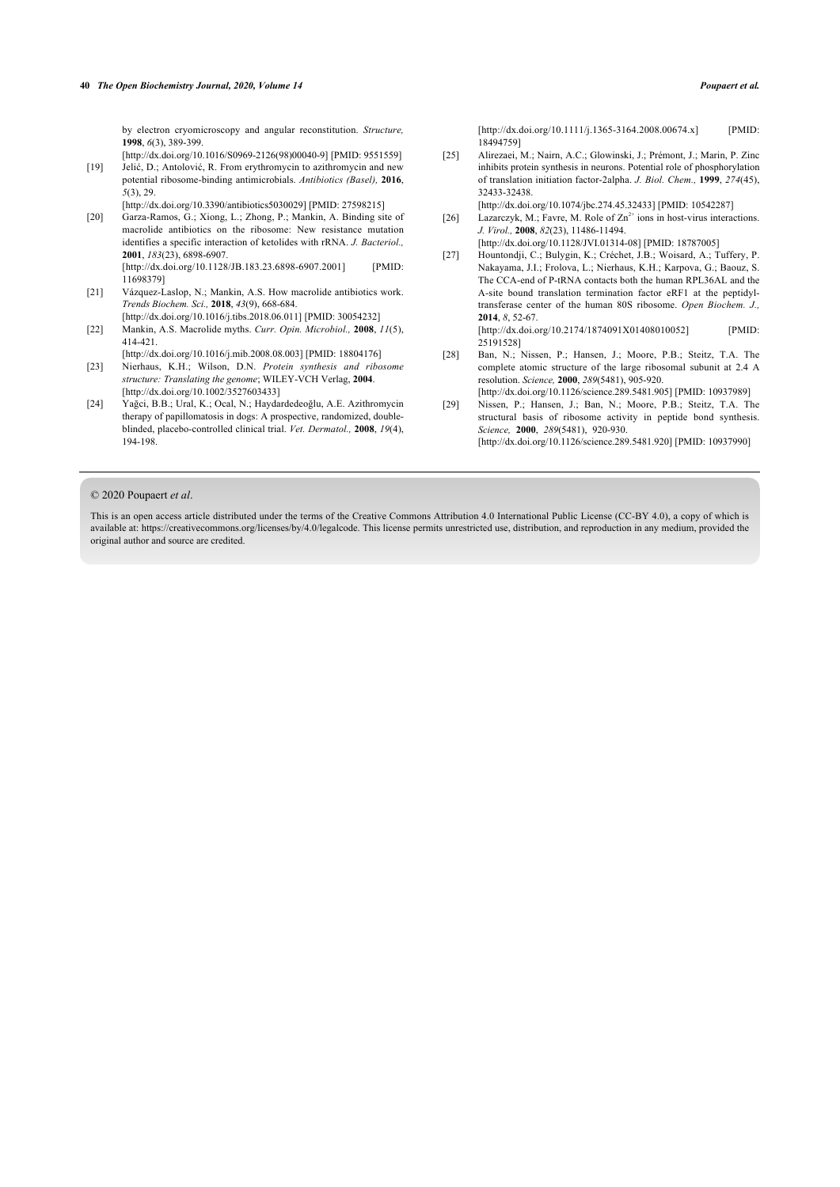by electron cryomicroscopy and angular reconstitution. *Structure,* **1998**, *6*(3), 389-399.
[http://dx.doi.org/10.1016/S0969-2126(98)00040-9] [PMID: 9551559]

[19] Jelić, D.; Antolović, R. From erythromycin to azithromycin and new potential ribosome-binding antimicrobials. *Antibiotics (Basel),* **2016**, *5*(3), 29.
[http://dx.doi.org/10.3390/antibiotics5030029] [PMID: 27598215]

[20] Garza-Ramos, G.; Xiong, L.; Zhong, P.; Mankin, A. Binding site of macrolide antibiotics on the ribosome: New resistance mutation identifies a specific interaction of ketolides with rRNA. *J. Bacteriol.,* **2001**, *183*(23), 6898-6907.
[http://dx.doi.org/10.1128/JB.183.23.6898-6907.2001] [PMID: 11698379]

[21] Vázquez-Laslop, N.; Mankin, A.S. How macrolide antibiotics work. *Trends Biochem. Sci.,* **2018**, *43*(9), 668-684.
[http://dx.doi.org/10.1016/j.tibs.2018.06.011] [PMID: 30054232]

[22] Mankin, A.S. Macrolide myths. *Curr. Opin. Microbiol.,* **2008**, *11*(5), 414-421.
[http://dx.doi.org/10.1016/j.mib.2008.08.003] [PMID: 18804176]

[23] Nierhaus, K.H.; Wilson, D.N. *Protein synthesis and ribosome structure: Translating the genome*; WILEY-VCH Verlag, **2004**.
[http://dx.doi.org/10.1002/3527603433]

[24] Yağci, B.B.; Ural, K.; Ocal, N.; Haydardedeoğlu, A.E. Azithromycin therapy of papillomatosis in dogs: A prospective, randomized, double-blinded, placebo-controlled clinical trial. *Vet. Dermatol.,* **2008**, *19*(4), 194-198.
[http://dx.doi.org/10.1111/j.1365-3164.2008.00674.x] [PMID: 18494759]

[25] Alirezaei, M.; Nairn, A.C.; Glowinski, J.; Prémont, J.; Marin, P. Zinc inhibits protein synthesis in neurons. Potential role of phosphorylation of translation initiation factor-2alpha. *J. Biol. Chem.,* **1999**, *274*(45), 32433-32438.
[http://dx.doi.org/10.1074/jbc.274.45.32433] [PMID: 10542287]

[26] Lazarczyk, M.; Favre, M. Role of $Zn^{2+}$ ions in host-virus interactions. *J. Virol.,* **2008**, *82*(23), 11486-11494.
[http://dx.doi.org/10.1128/JVI.01314-08] [PMID: 18787005]

[27] Hountondji, C.; Bulygin, K.; Créchet, J.B.; Woisard, A.; Tuffery, P. Nakayama, J.I.; Frolova, L.; Nierhaus, K.H.; Karpova, G.; Baouz, S. The CCA-end of P-tRNA contacts both the human RPL36AL and the A-site bound translation termination factor eRF1 at the peptidyl-transferase center of the human 80S ribosome. *Open Biochem. J.,* **2014**, *8*, 52-67.
[http://dx.doi.org/10.2174/1874091X01408010052] [PMID: 25191528]

[28] Ban, N.; Nissen, P.; Hansen, J.; Moore, P.B.; Steitz, T.A. The complete atomic structure of the large ribosomal subunit at 2.4 A resolution. *Science,* **2000**, *289*(5481), 905-920.
[http://dx.doi.org/10.1126/science.289.5481.905] [PMID: 10937989]

[29] Nissen, P.; Hansen, J.; Ban, N.; Moore, P.B.; Steitz, T.A. The structural basis of ribosome activity in peptide bond synthesis. *Science,* **2000**, *289*(5481), 920-930.
[http://dx.doi.org/10.1126/science.289.5481.920] [PMID: 10937990]

---

© 2020 Poupaert *et al*.

This is an open access article distributed under the terms of the Creative Commons Attribution 4.0 International Public License (CC-BY 4.0), a copy of which is available at: https://creativecommons.org/licenses/by/4.0/legalcode. This license permits unrestricted use, distribution, and reproduction in any medium, provided the original author and source are credited.